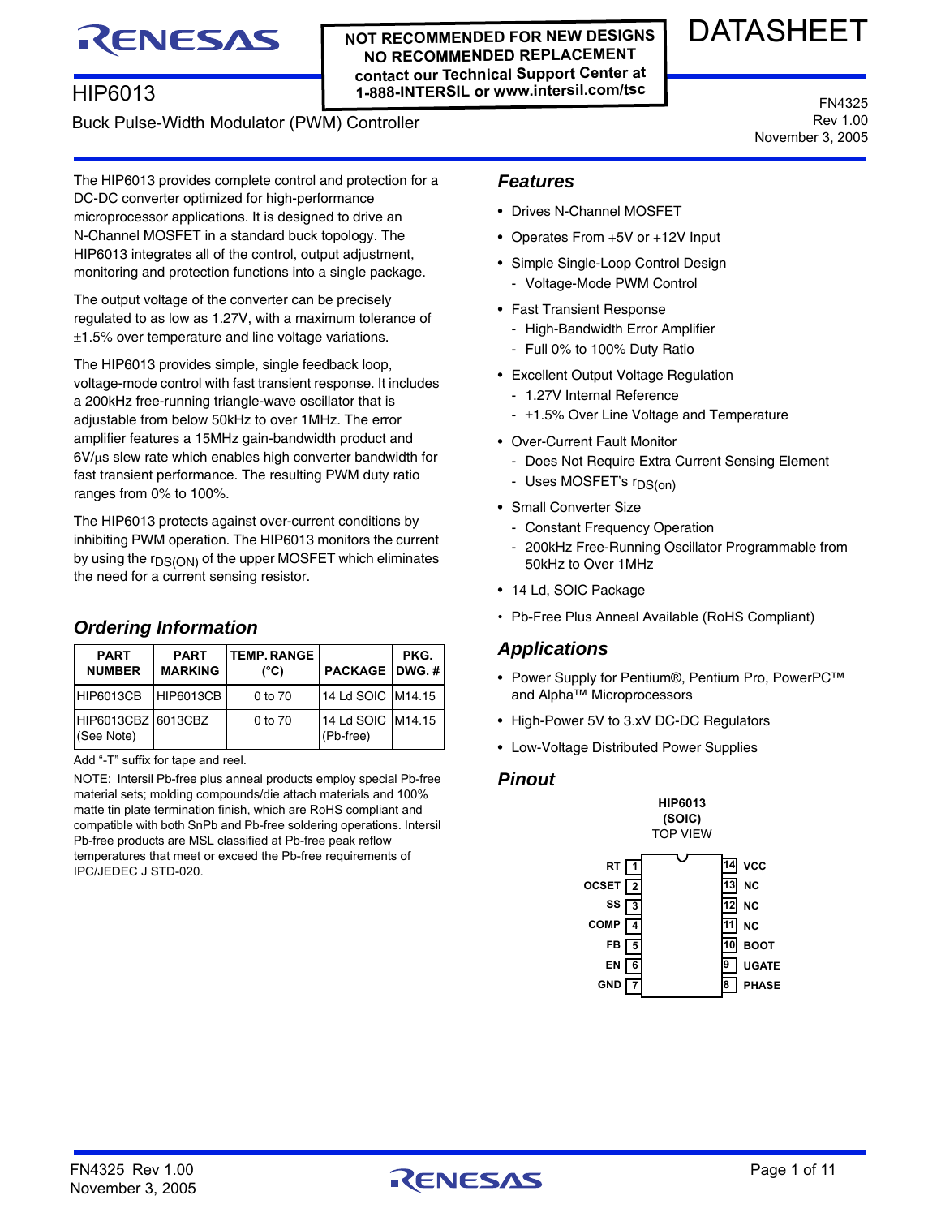**NOT RECOMMENDED FOR NEW DESIGNS**
**NO RECOMMENDED REPLACEMENT**
**contact our Technical Support Center at 1-888-INTERSIL or www.intersil.com/tsc**

DATASHEET

# HIP6013

FN4325
Rev 1.00
November 3, 2005

## Buck Pulse-Width Modulator (PWM) Controller

The HIP6013 provides complete control and protection for a DC-DC converter optimized for high-performance microprocessor applications. It is designed to drive an N-Channel MOSFET in a standard buck topology. The HIP6013 integrates all of the control, output adjustment, monitoring and protection functions into a single package.

The output voltage of the converter can be precisely regulated to as low as 1.27V, with a maximum tolerance of ±1.5% over temperature and line voltage variations.

The HIP6013 provides simple, single feedback loop, voltage-mode control with fast transient response. It includes a 200kHz free-running triangle-wave oscillator that is adjustable from below 50kHz to over 1MHz. The error amplifier features a 15MHz gain-bandwidth product and 6V/μs slew rate which enables high converter bandwidth for fast transient performance. The resulting PWM duty ratio ranges from 0% to 100%.

The HIP6013 protects against over-current conditions by inhibiting PWM operation. The HIP6013 monitors the current by using the $r_{DS(ON)}$ of the upper MOSFET which eliminates the need for a current sensing resistor.

## Ordering Information

| PART NUMBER | PART MARKING | TEMP. RANGE (°C) | PACKAGE | PKG. DWG. # |
|---|---|---|---|---|
| HIP6013CB | HIP6013CB | 0 to 70 | 14 Ld SOIC | M14.15 |
| HIP6013CBZ (See Note) | 6013CBZ | 0 to 70 | 14 Ld SOIC (Pb-free) | M14.15 |

Add "-T" suffix for tape and reel.

NOTE: Intersil Pb-free plus anneal products employ special Pb-free material sets; molding compounds/die attach materials and 100% matte tin plate termination finish, which are RoHS compliant and compatible with both SnPb and Pb-free soldering operations. Intersil Pb-free products are MSL classified at Pb-free peak reflow temperatures that meet or exceed the Pb-free requirements of IPC/JEDEC J STD-020.

## Features

- Drives N-Channel MOSFET
- Operates From +5V or +12V Input
- Simple Single-Loop Control Design
  - Voltage-Mode PWM Control
- Fast Transient Response
  - High-Bandwidth Error Amplifier
  - Full 0% to 100% Duty Ratio
- Excellent Output Voltage Regulation
  - 1.27V Internal Reference
  - ±1.5% Over Line Voltage and Temperature
- Over-Current Fault Monitor
  - Does Not Require Extra Current Sensing Element
  - Uses MOSFET's $r_{DS(on)}$
- Small Converter Size
  - Constant Frequency Operation
  - 200kHz Free-Running Oscillator Programmable from 50kHz to Over 1MHz
- 14 Ld, SOIC Package
- Pb-Free Plus Anneal Available (RoHS Compliant)

## Applications

- Power Supply for Pentium®, Pentium Pro, PowerPC™ and Alpha™ Microprocessors
- High-Power 5V to 3.xV DC-DC Regulators
- Low-Voltage Distributed Power Supplies

## Pinout

**HIP6013 (SOIC)**
TOP VIEW

| Pin | Name | Pin | Name |
|---|---|---|---|
| 1 | RT | 14 | VCC |
| 2 | OCSET | 13 | NC |
| 3 | SS | 12 | NC |
| 4 | COMP | 11 | NC |
| 5 | FB | 10 | BOOT |
| 6 | EN | 9 | UGATE |
| 7 | GND | 8 | PHASE |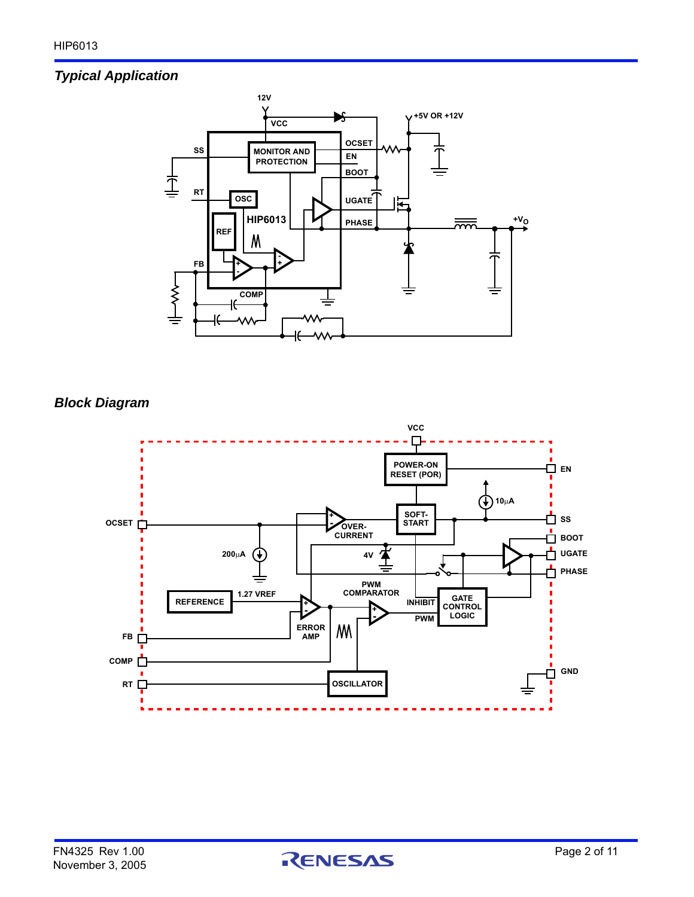## Typical Application

## Block Diagram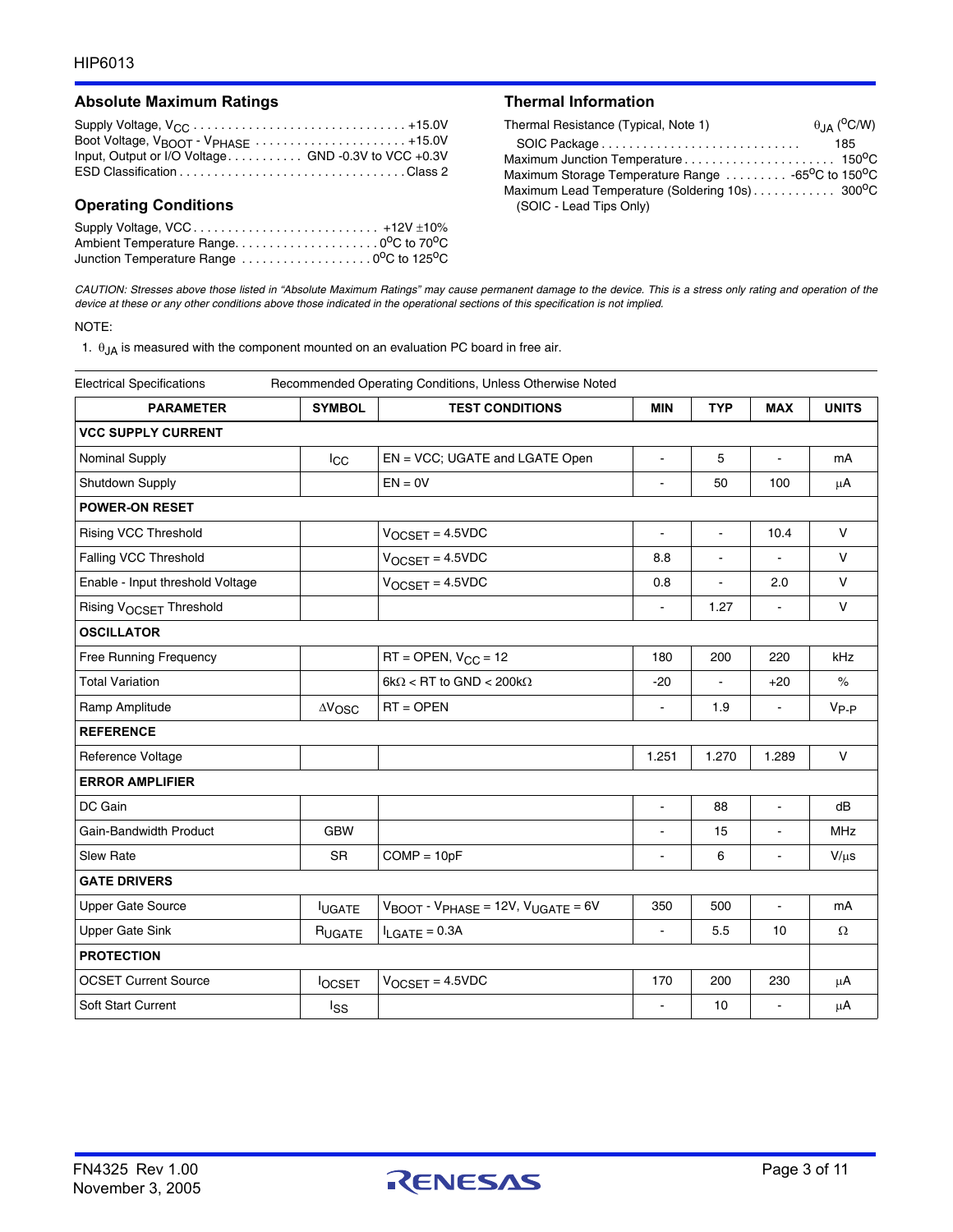## Absolute Maximum Ratings

Supply Voltage, $V_{CC}$ . . . . . . . . . . . . . . . . . . . . . . . . . . . . . . +15.0V
Boot Voltage, $V_{BOOT}$ - $V_{PHASE}$ . . . . . . . . . . . . . . . . . . . . . . +15.0V
Input, Output or I/O Voltage . . . . . . . . . . . GND -0.3V to VCC +0.3V
ESD Classification . . . . . . . . . . . . . . . . . . . . . . . . . . . . . . . . . Class 2

## Operating Conditions

Supply Voltage, VCC . . . . . . . . . . . . . . . . . . . . . . . . . . . +12V ±10%
Ambient Temperature Range. . . . . . . . . . . . . . . . . . . . . $0^oC$ to $70^oC$
Junction Temperature Range . . . . . . . . . . . . . . . . . . . $0^oC$ to $125^oC$

## Thermal Information

| Thermal Resistance (Typical, Note 1) | $\theta_{JA}$ ($^oC/W$) |
|---|---|
| SOIC Package . . . . . . . . . . . . . . . . . . . . . . . . . . . . | 185 |

Maximum Junction Temperature . . . . . . . . . . . . . . . . . . . . . . $150^oC$
Maximum Storage Temperature Range . . . . . . . . . $-65^oC$ to $150^oC$
Maximum Lead Temperature (Soldering 10s) . . . . . . . . . . . . $300^oC$
(SOIC - Lead Tips Only)

*CAUTION: Stresses above those listed in "Absolute Maximum Ratings" may cause permanent damage to the device. This is a stress only rating and operation of the device at these or any other conditions above those indicated in the operational sections of this specification is not implied.*

NOTE:

1. $\theta_{JA}$ is measured with the component mounted on an evaluation PC board in free air.

**Electrical Specifications** Recommended Operating Conditions, Unless Otherwise Noted

| PARAMETER | SYMBOL | TEST CONDITIONS | MIN | TYP | MAX | UNITS |
|---|---|---|---|---|---|---|
| **VCC SUPPLY CURRENT** | | | | | | |
| Nominal Supply | $I_{CC}$ | EN = VCC; UGATE and LGATE Open | - | 5 | - | mA |
| Shutdown Supply | | EN = 0V | - | 50 | 100 | μA |
| **POWER-ON RESET** | | | | | | |
| Rising VCC Threshold | | $V_{OCSET}$ = 4.5VDC | - | - | 10.4 | V |
| Falling VCC Threshold | | $V_{OCSET}$ = 4.5VDC | 8.8 | - | - | V |
| Enable - Input threshold Voltage | | $V_{OCSET}$ = 4.5VDC | 0.8 | - | 2.0 | V |
| Rising $V_{OCSET}$ Threshold | | | - | 1.27 | - | V |
| **OSCILLATOR** | | | | | | |
| Free Running Frequency | | RT = OPEN, $V_{CC}$ = 12 | 180 | 200 | 220 | kHz |
| Total Variation | | 6kΩ < RT to GND < 200kΩ | -20 | - | +20 | % |
| Ramp Amplitude | $\Delta V_{OSC}$ | RT = OPEN | - | 1.9 | - | $V_{P-P}$ |
| **REFERENCE** | | | | | | |
| Reference Voltage | | | 1.251 | 1.270 | 1.289 | V |
| **ERROR AMPLIFIER** | | | | | | |
| DC Gain | | | - | 88 | - | dB |
| Gain-Bandwidth Product | GBW | | - | 15 | - | MHz |
| Slew Rate | SR | COMP = 10pF | - | 6 | - | V/μs |
| **GATE DRIVERS** | | | | | | |
| Upper Gate Source | $I_{UGATE}$ | $V_{BOOT}$ - $V_{PHASE}$ = 12V, $V_{UGATE}$ = 6V | 350 | 500 | - | mA |
| Upper Gate Sink | $R_{UGATE}$ | $I_{LGATE}$ = 0.3A | - | 5.5 | 10 | Ω |
| **PROTECTION** | | | | | | |
| OCSET Current Source | $I_{OCSET}$ | $V_{OCSET}$ = 4.5VDC | 170 | 200 | 230 | μA |
| Soft Start Current | $I_{SS}$ | | - | 10 | - | μA |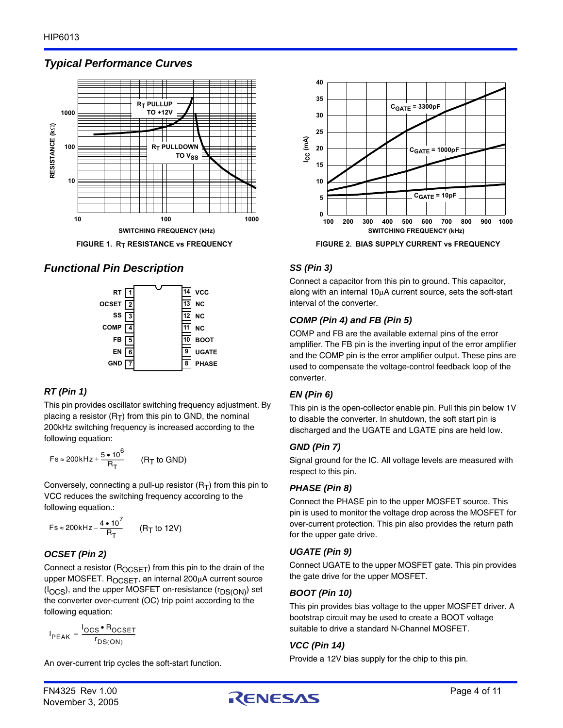## Typical Performance Curves

FIGURE 1. $R_T$ RESISTANCE vs FREQUENCY

FIGURE 2. BIAS SUPPLY CURRENT vs FREQUENCY

## Functional Pin Description

| | | | |
|---|---|---|---|
| RT | 1 | 14 | VCC |
| OCSET | 2 | 13 | NC |
| SS | 3 | 12 | NC |
| COMP | 4 | 11 | NC |
| FB | 5 | 10 | BOOT |
| EN | 6 | 9 | UGATE |
| GND | 7 | 8 | PHASE |

### RT (Pin 1)

This pin provides oscillator switching frequency adjustment. By placing a resistor ($R_T$) from this pin to GND, the nominal 200kHz switching frequency is increased according to the following equation:

$$Fs \approx 200\text{kHz} + \frac{5 \bullet 10^6}{R_T} \qquad (R_T \text{ to GND})$$

Conversely, connecting a pull-up resistor ($R_T$) from this pin to VCC reduces the switching frequency according to the following equation.:

$$Fs \approx 200\text{kHz} - \frac{4 \bullet 10^7}{R_T} \qquad (R_T \text{ to 12V})$$

### OCSET (Pin 2)

Connect a resistor ($R_{OCSET}$) from this pin to the drain of the upper MOSFET. $R_{OCSET}$, an internal 200µA current source ($I_{OCS}$), and the upper MOSFET on-resistance ($r_{DS(ON)}$) set the converter over-current (OC) trip point according to the following equation:

$$I_{PEAK} = \frac{I_{OCS} \bullet R_{OCSET}}{r_{DS(ON)}}$$

An over-current trip cycles the soft-start function.

### SS (Pin 3)

Connect a capacitor from this pin to ground. This capacitor, along with an internal 10µA current source, sets the soft-start interval of the converter.

### COMP (Pin 4) and FB (Pin 5)

COMP and FB are the available external pins of the error amplifier. The FB pin is the inverting input of the error amplifier and the COMP pin is the error amplifier output. These pins are used to compensate the voltage-control feedback loop of the converter.

### EN (Pin 6)

This pin is the open-collector enable pin. Pull this pin below 1V to disable the converter. In shutdown, the soft start pin is discharged and the UGATE and LGATE pins are held low.

### GND (Pin 7)

Signal ground for the IC. All voltage levels are measured with respect to this pin.

### PHASE (Pin 8)

Connect the PHASE pin to the upper MOSFET source. This pin is used to monitor the voltage drop across the MOSFET for over-current protection. This pin also provides the return path for the upper gate drive.

### UGATE (Pin 9)

Connect UGATE to the upper MOSFET gate. This pin provides the gate drive for the upper MOSFET.

### BOOT (Pin 10)

This pin provides bias voltage to the upper MOSFET driver. A bootstrap circuit may be used to create a BOOT voltage suitable to drive a standard N-Channel MOSFET.

### VCC (Pin 14)

Provide a 12V bias supply for the chip to this pin.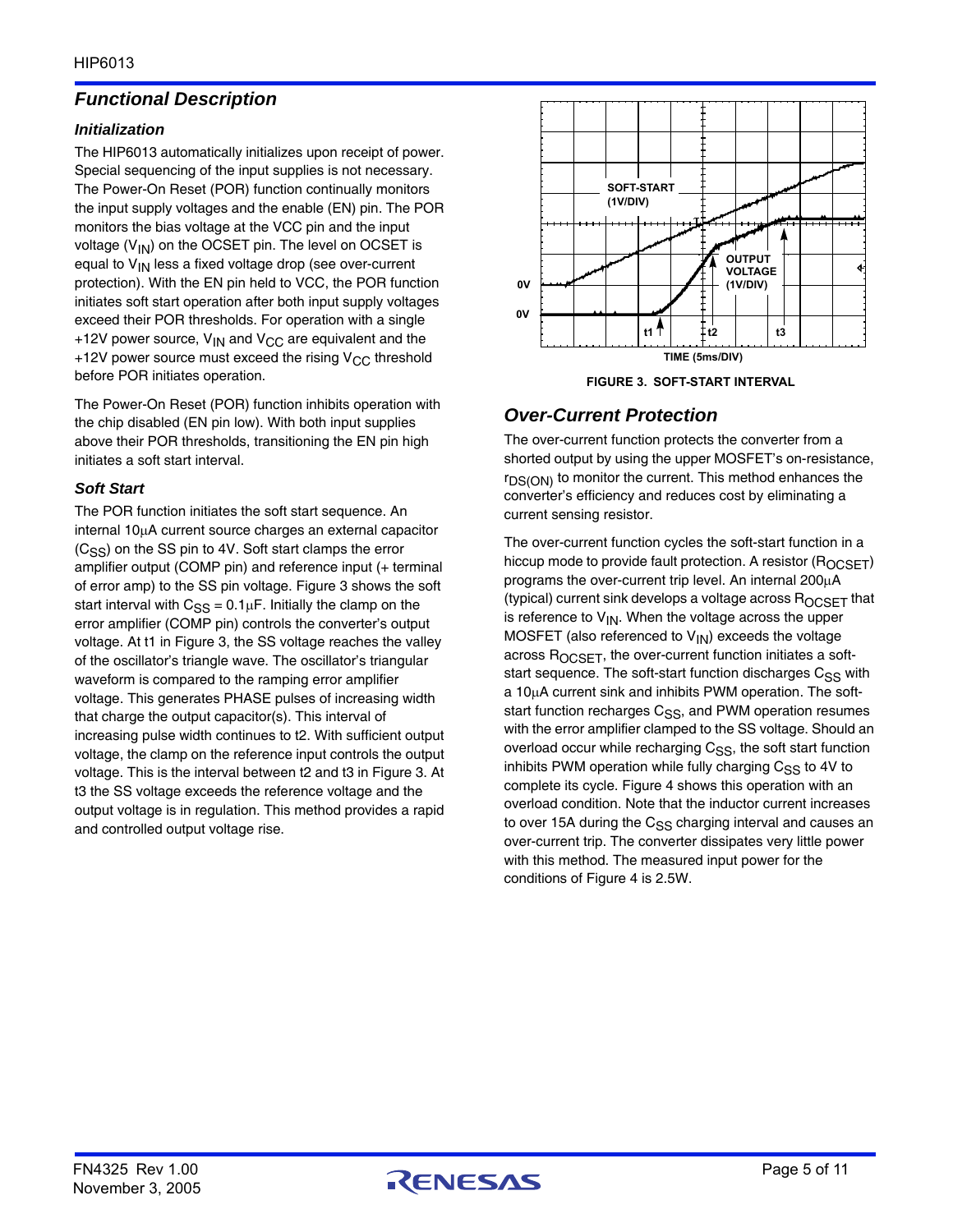## Functional Description

### Initialization

The HIP6013 automatically initializes upon receipt of power. Special sequencing of the input supplies is not necessary. The Power-On Reset (POR) function continually monitors the input supply voltages and the enable (EN) pin. The POR monitors the bias voltage at the VCC pin and the input voltage ($V_{IN}$) on the OCSET pin. The level on OCSET is equal to $V_{IN}$ less a fixed voltage drop (see over-current protection). With the EN pin held to VCC, the POR function initiates soft start operation after both input supply voltages exceed their POR thresholds. For operation with a single +12V power source, $V_{IN}$ and $V_{CC}$ are equivalent and the +12V power source must exceed the rising $V_{CC}$ threshold before POR initiates operation.

The Power-On Reset (POR) function inhibits operation with the chip disabled (EN pin low). With both input supplies above their POR thresholds, transitioning the EN pin high initiates a soft start interval.

### Soft Start

The POR function initiates the soft start sequence. An internal 10μA current source charges an external capacitor ($C_{SS}$) on the SS pin to 4V. Soft start clamps the error amplifier output (COMP pin) and reference input (+ terminal of error amp) to the SS pin voltage. Figure 3 shows the soft start interval with $C_{SS}$ = 0.1μF. Initially the clamp on the error amplifier (COMP pin) controls the converter's output voltage. At t1 in Figure 3, the SS voltage reaches the valley of the oscillator's triangle wave. The oscillator's triangular waveform is compared to the ramping error amplifier voltage. This generates PHASE pulses of increasing width that charge the output capacitor(s). This interval of increasing pulse width continues to t2. With sufficient output voltage, the clamp on the reference input controls the output voltage. This is the interval between t2 and t3 in Figure 3. At t3 the SS voltage exceeds the reference voltage and the output voltage is in regulation. This method provides a rapid and controlled output voltage rise.

FIGURE 3. SOFT-START INTERVAL

## Over-Current Protection

The over-current function protects the converter from a shorted output by using the upper MOSFET's on-resistance, $r_{DS(ON)}$ to monitor the current. This method enhances the converter's efficiency and reduces cost by eliminating a current sensing resistor.

The over-current function cycles the soft-start function in a hiccup mode to provide fault protection. A resistor ($R_{OCSET}$) programs the over-current trip level. An internal 200μA (typical) current sink develops a voltage across $R_{OCSET}$ that is reference to $V_{IN}$. When the voltage across the upper MOSFET (also referenced to $V_{IN}$) exceeds the voltage across $R_{OCSET}$, the over-current function initiates a soft-start sequence. The soft-start function discharges $C_{SS}$ with a 10μA current sink and inhibits PWM operation. The soft-start function recharges $C_{SS}$, and PWM operation resumes with the error amplifier clamped to the SS voltage. Should an overload occur while recharging $C_{SS}$, the soft start function inhibits PWM operation while fully charging $C_{SS}$ to 4V to complete its cycle. Figure 4 shows this operation with an overload condition. Note that the inductor current increases to over 15A during the $C_{SS}$ charging interval and causes an over-current trip. The converter dissipates very little power with this method. The measured input power for the conditions of Figure 4 is 2.5W.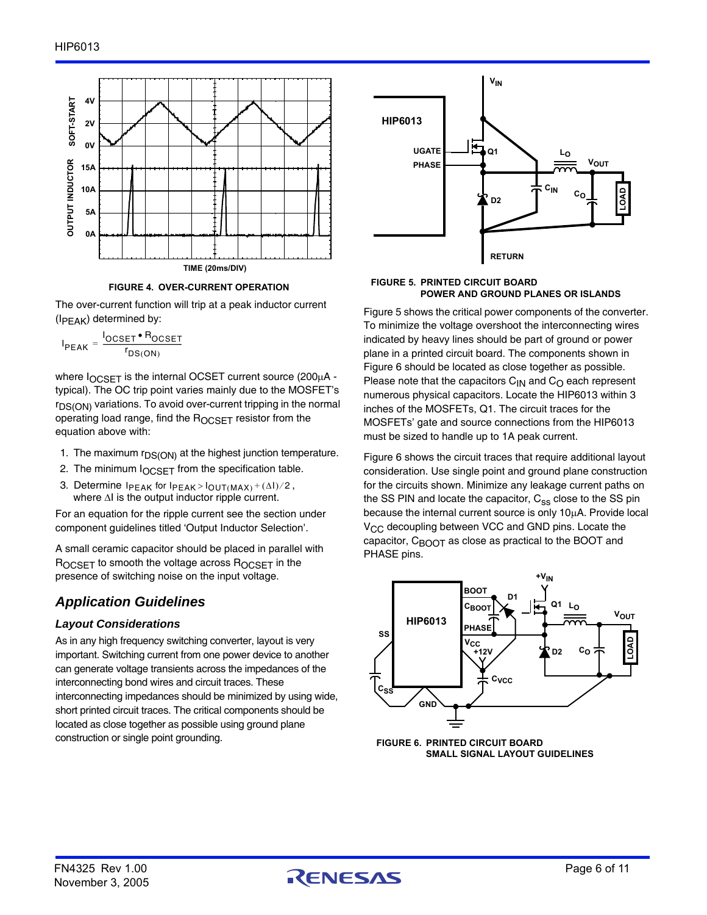FIGURE 4. OVER-CURRENT OPERATION

The over-current function will trip at a peak inductor current ($I_{PEAK}$) determined by:

$$I_{PEAK} = \frac{I_{OCSET} \bullet R_{OCSET}}{r_{DS(ON)}}$$

where $I_{OCSET}$ is the internal OCSET current source (200µA - typical). The OC trip point varies mainly due to the MOSFET's $r_{DS(ON)}$ variations. To avoid over-current tripping in the normal operating load range, find the $R_{OCSET}$ resistor from the equation above with:

1. The maximum $r_{DS(ON)}$ at the highest junction temperature.
2. The minimum $I_{OCSET}$ from the specification table.
3. Determine $I_{PEAK}$ for $I_{PEAK} > I_{OUT(MAX)} + (\Delta I)/2$, where $\Delta I$ is the output inductor ripple current.

For an equation for the ripple current see the section under component guidelines titled 'Output Inductor Selection'.

A small ceramic capacitor should be placed in parallel with $R_{OCSET}$ to smooth the voltage across $R_{OCSET}$ in the presence of switching noise on the input voltage.

## *Application Guidelines*

### *Layout Considerations*

As in any high frequency switching converter, layout is very important. Switching current from one power device to another can generate voltage transients across the impedances of the interconnecting bond wires and circuit traces. These interconnecting impedances should be minimized by using wide, short printed circuit traces. The critical components should be located as close together as possible using ground plane construction or single point grounding.

FIGURE 5. PRINTED CIRCUIT BOARD POWER AND GROUND PLANES OR ISLANDS

Figure 5 shows the critical power components of the converter. To minimize the voltage overshoot the interconnecting wires indicated by heavy lines should be part of ground or power plane in a printed circuit board. The components shown in Figure 6 should be located as close together as possible. Please note that the capacitors $C_{IN}$ and $C_O$ each represent numerous physical capacitors. Locate the HIP6013 within 3 inches of the MOSFETs, Q1. The circuit traces for the MOSFETs' gate and source connections from the HIP6013 must be sized to handle up to 1A peak current.

Figure 6 shows the circuit traces that require additional layout consideration. Use single point and ground plane construction for the circuits shown. Minimize any leakage current paths on the SS PIN and locate the capacitor, $C_{ss}$ close to the SS pin because the internal current source is only 10µA. Provide local $V_{CC}$ decoupling between VCC and GND pins. Locate the capacitor, $C_{BOOT}$ as close as practical to the BOOT and PHASE pins.

FIGURE 6. PRINTED CIRCUIT BOARD SMALL SIGNAL LAYOUT GUIDELINES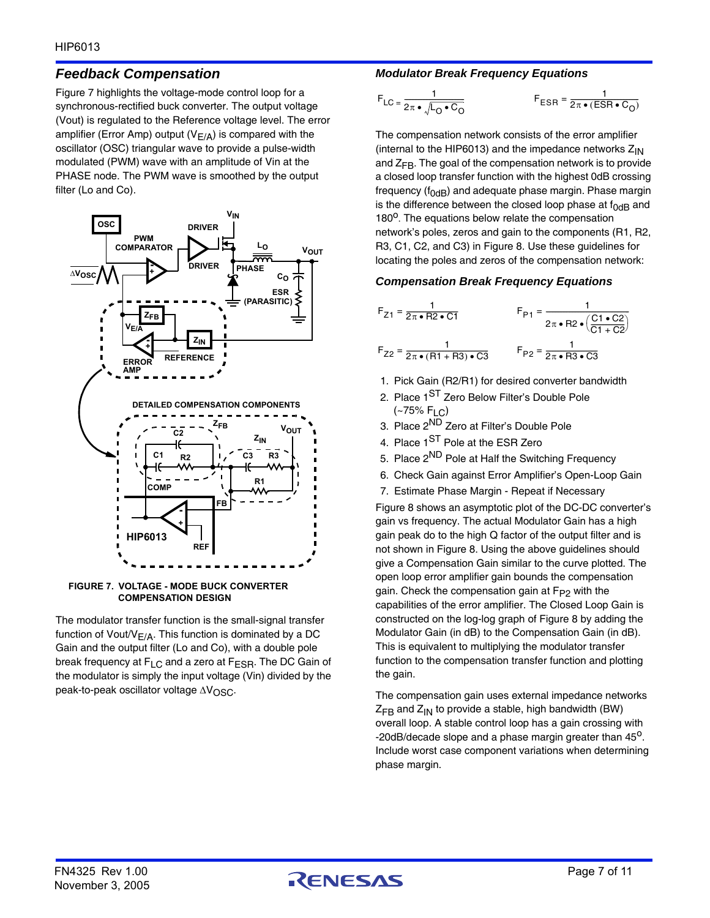## Feedback Compensation

Figure 7 highlights the voltage-mode control loop for a synchronous-rectified buck converter. The output voltage (Vout) is regulated to the Reference voltage level. The error amplifier (Error Amp) output ($V_{E/A}$) is compared with the oscillator (OSC) triangular wave to provide a pulse-width modulated (PWM) wave with an amplitude of Vin at the PHASE node. The PWM wave is smoothed by the output filter (Lo and Co).

**FIGURE 7. VOLTAGE - MODE BUCK CONVERTER COMPENSATION DESIGN**

The modulator transfer function is the small-signal transfer function of Vout/$V_{E/A}$. This function is dominated by a DC Gain and the output filter (Lo and Co), with a double pole break frequency at $F_{LC}$ and a zero at $F_{ESR}$. The DC Gain of the modulator is simply the input voltage (Vin) divided by the peak-to-peak oscillator voltage $\Delta V_{OSC}$.

### Modulator Break Frequency Equations

$$F_{LC} = \frac{1}{2\pi \bullet \sqrt{L_O \bullet C_O}} \qquad F_{ESR} = \frac{1}{2\pi \bullet (ESR \bullet C_O)}$$

The compensation network consists of the error amplifier (internal to the HIP6013) and the impedance networks $Z_{IN}$ and $Z_{FB}$. The goal of the compensation network is to provide a closed loop transfer function with the highest 0dB crossing frequency ($f_{0dB}$) and adequate phase margin. Phase margin is the difference between the closed loop phase at $f_{0dB}$ and 180°. The equations below relate the compensation network's poles, zeros and gain to the components (R1, R2, R3, C1, C2, and C3) in Figure 8. Use these guidelines for locating the poles and zeros of the compensation network:

### Compensation Break Frequency Equations

$$F_{Z1} = \frac{1}{2\pi \bullet R2 \bullet C1} \qquad F_{P1} = \frac{1}{2\pi \bullet R2 \bullet \left(\frac{C1 \bullet C2}{C1 + C2}\right)}$$

$$F_{Z2} = \frac{1}{2\pi \bullet (R1 + R3) \bullet C3} \qquad F_{P2} = \frac{1}{2\pi \bullet R3 \bullet C3}$$

1. Pick Gain (R2/R1) for desired converter bandwidth
2. Place 1ST Zero Below Filter's Double Pole (~75% $F_{LC}$)
3. Place 2ND Zero at Filter's Double Pole
4. Place 1ST Pole at the ESR Zero
5. Place 2ND Pole at Half the Switching Frequency
6. Check Gain against Error Amplifier's Open-Loop Gain
7. Estimate Phase Margin - Repeat if Necessary

Figure 8 shows an asymptotic plot of the DC-DC converter's gain vs frequency. The actual Modulator Gain has a high gain peak do to the high Q factor of the output filter and is not shown in Figure 8. Using the above guidelines should give a Compensation Gain similar to the curve plotted. The open loop error amplifier gain bounds the compensation gain. Check the compensation gain at $F_{P2}$ with the capabilities of the error amplifier. The Closed Loop Gain is constructed on the log-log graph of Figure 8 by adding the Modulator Gain (in dB) to the Compensation Gain (in dB). This is equivalent to multiplying the modulator transfer function to the compensation transfer function and plotting the gain.

The compensation gain uses external impedance networks $Z_{FB}$ and $Z_{IN}$ to provide a stable, high bandwidth (BW) overall loop. A stable control loop has a gain crossing with -20dB/decade slope and a phase margin greater than 45°. Include worst case component variations when determining phase margin.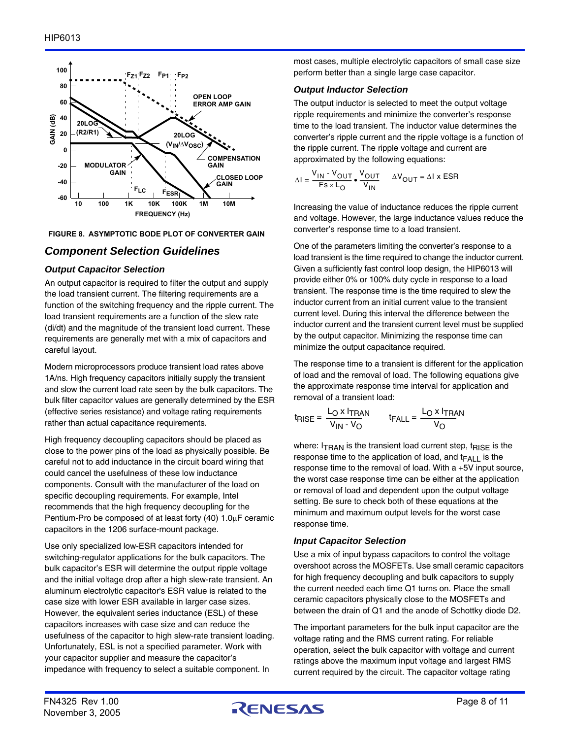FIGURE 8. ASYMPTOTIC BODE PLOT OF CONVERTER GAIN

## Component Selection Guidelines

### Output Capacitor Selection

An output capacitor is required to filter the output and supply the load transient current. The filtering requirements are a function of the switching frequency and the ripple current. The load transient requirements are a function of the slew rate (di/dt) and the magnitude of the transient load current. These requirements are generally met with a mix of capacitors and careful layout.

Modern microprocessors produce transient load rates above 1A/ns. High frequency capacitors initially supply the transient and slow the current load rate seen by the bulk capacitors. The bulk filter capacitor values are generally determined by the ESR (effective series resistance) and voltage rating requirements rather than actual capacitance requirements.

High frequency decoupling capacitors should be placed as close to the power pins of the load as physically possible. Be careful not to add inductance in the circuit board wiring that could cancel the usefulness of these low inductance components. Consult with the manufacturer of the load on specific decoupling requirements. For example, Intel recommends that the high frequency decoupling for the Pentium-Pro be composed of at least forty (40) 1.0μF ceramic capacitors in the 1206 surface-mount package.

Use only specialized low-ESR capacitors intended for switching-regulator applications for the bulk capacitors. The bulk capacitor's ESR will determine the output ripple voltage and the initial voltage drop after a high slew-rate transient. An aluminum electrolytic capacitor's ESR value is related to the case size with lower ESR available in larger case sizes. However, the equivalent series inductance (ESL) of these capacitors increases with case size and can reduce the usefulness of the capacitor to high slew-rate transient loading. Unfortunately, ESL is not a specified parameter. Work with your capacitor supplier and measure the capacitor's impedance with frequency to select a suitable component. In most cases, multiple electrolytic capacitors of small case size perform better than a single large case capacitor.

### Output Inductor Selection

The output inductor is selected to meet the output voltage ripple requirements and minimize the converter's response time to the load transient. The inductor value determines the converter's ripple current and the ripple voltage is a function of the ripple current. The ripple voltage and current are approximated by the following equations:

$$\Delta I = \frac{V_{IN} - V_{OUT}}{Fs \times L_O} \bullet \frac{V_{OUT}}{V_{IN}} \qquad \Delta V_{OUT} = \Delta I \times ESR$$

Increasing the value of inductance reduces the ripple current and voltage. However, the large inductance values reduce the converter's response time to a load transient.

One of the parameters limiting the converter's response to a load transient is the time required to change the inductor current. Given a sufficiently fast control loop design, the HIP6013 will provide either 0% or 100% duty cycle in response to a load transient. The response time is the time required to slew the inductor current from an initial current value to the transient current level. During this interval the difference between the inductor current and the transient current level must be supplied by the output capacitor. Minimizing the response time can minimize the output capacitance required.

The response time to a transient is different for the application of load and the removal of load. The following equations give the approximate response time interval for application and removal of a transient load:

$$t_{RISE} = \frac{L_O \times I_{TRAN}}{V_{IN} - V_O} \qquad t_{FALL} = \frac{L_O \times I_{TRAN}}{V_O}$$

where: $I_{TRAN}$ is the transient load current step, $t_{RISE}$ is the response time to the application of load, and $t_{FALL}$ is the response time to the removal of load. With a +5V input source, the worst case response time can be either at the application or removal of load and dependent upon the output voltage setting. Be sure to check both of these equations at the minimum and maximum output levels for the worst case response time.

### Input Capacitor Selection

Use a mix of input bypass capacitors to control the voltage overshoot across the MOSFETs. Use small ceramic capacitors for high frequency decoupling and bulk capacitors to supply the current needed each time Q1 turns on. Place the small ceramic capacitors physically close to the MOSFETs and between the drain of Q1 and the anode of Schottky diode D2.

The important parameters for the bulk input capacitor are the voltage rating and the RMS current rating. For reliable operation, select the bulk capacitor with voltage and current ratings above the maximum input voltage and largest RMS current required by the circuit. The capacitor voltage rating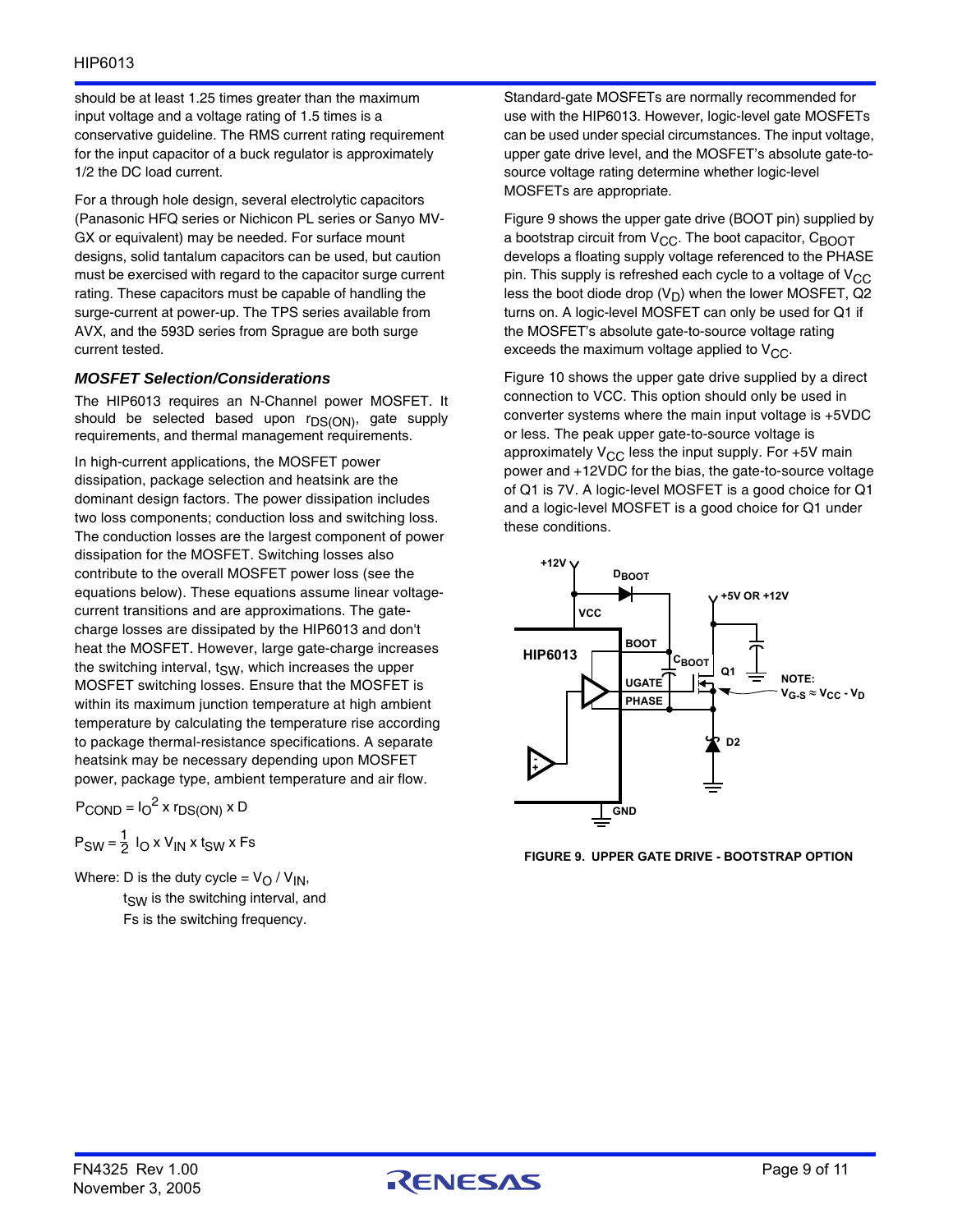should be at least 1.25 times greater than the maximum input voltage and a voltage rating of 1.5 times is a conservative guideline. The RMS current rating requirement for the input capacitor of a buck regulator is approximately 1/2 the DC load current.

For a through hole design, several electrolytic capacitors (Panasonic HFQ series or Nichicon PL series or Sanyo MV-GX or equivalent) may be needed. For surface mount designs, solid tantalum capacitors can be used, but caution must be exercised with regard to the capacitor surge current rating. These capacitors must be capable of handling the surge-current at power-up. The TPS series available from AVX, and the 593D series from Sprague are both surge current tested.

### MOSFET Selection/Considerations

The HIP6013 requires an N-Channel power MOSFET. It should be selected based upon $r_{DS(ON)}$, gate supply requirements, and thermal management requirements.

In high-current applications, the MOSFET power dissipation, package selection and heatsink are the dominant design factors. The power dissipation includes two loss components; conduction loss and switching loss. The conduction losses are the largest component of power dissipation for the MOSFET. Switching losses also contribute to the overall MOSFET power loss (see the equations below). These equations assume linear voltage-current transitions and are approximations. The gate-charge losses are dissipated by the HIP6013 and don't heat the MOSFET. However, large gate-charge increases the switching interval, $t_{SW}$, which increases the upper MOSFET switching losses. Ensure that the MOSFET is within its maximum junction temperature at high ambient temperature by calculating the temperature rise according to package thermal-resistance specifications. A separate heatsink may be necessary depending upon MOSFET power, package type, ambient temperature and air flow.

$$P_{COND} = I_O^2 \times r_{DS(ON)} \times D$$

$$P_{SW} = \frac{1}{2} I_O \times V_{IN} \times t_{SW} \times Fs$$

Where: D is the duty cycle = $V_O / V_{IN}$,
$t_{SW}$ is the switching interval, and
Fs is the switching frequency.

Standard-gate MOSFETs are normally recommended for use with the HIP6013. However, logic-level gate MOSFETs can be used under special circumstances. The input voltage, upper gate drive level, and the MOSFET's absolute gate-to-source voltage rating determine whether logic-level MOSFETs are appropriate.

Figure 9 shows the upper gate drive (BOOT pin) supplied by a bootstrap circuit from $V_{CC}$. The boot capacitor, $C_{BOOT}$ develops a floating supply voltage referenced to the PHASE pin. This supply is refreshed each cycle to a voltage of $V_{CC}$ less the boot diode drop ($V_D$) when the lower MOSFET, Q2 turns on. A logic-level MOSFET can only be used for Q1 if the MOSFET's absolute gate-to-source voltage rating exceeds the maximum voltage applied to $V_{CC}$.

Figure 10 shows the upper gate drive supplied by a direct connection to VCC. This option should only be used in converter systems where the main input voltage is +5VDC or less. The peak upper gate-to-source voltage is approximately $V_{CC}$ less the input supply. For +5V main power and +12VDC for the bias, the gate-to-source voltage of Q1 is 7V. A logic-level MOSFET is a good choice for Q1 and a logic-level MOSFET is a good choice for Q1 under these conditions.

FIGURE 9. UPPER GATE DRIVE - BOOTSTRAP OPTION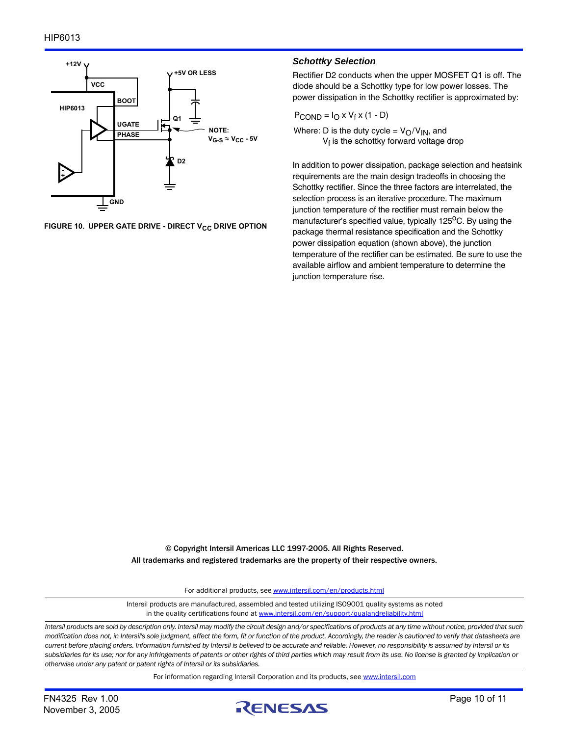FIGURE 10. UPPER GATE DRIVE - DIRECT $V_{CC}$ DRIVE OPTION

### *Schottky Selection*

Rectifier D2 conducts when the upper MOSFET Q1 is off. The diode should be a Schottky type for low power losses. The power dissipation in the Schottky rectifier is approximated by:

$$P_{COND} = I_O \times V_f \times (1 - D)$$

Where: D is the duty cycle = $V_O/V_{IN}$, and
$V_f$ is the schottky forward voltage drop

In addition to power dissipation, package selection and heatsink requirements are the main design tradeoffs in choosing the Schottky rectifier. Since the three factors are interrelated, the selection process is an iterative procedure. The maximum junction temperature of the rectifier must remain below the manufacturer's specified value, typically 125°C. By using the package thermal resistance specification and the Schottky power dissipation equation (shown above), the junction temperature of the rectifier can be estimated. Be sure to use the available airflow and ambient temperature to determine the junction temperature rise.

© Copyright Intersil Americas LLC 1997-2005. All Rights Reserved.
All trademarks and registered trademarks are the property of their respective owners.

For additional products, see www.intersil.com/en/products.html

Intersil products are manufactured, assembled and tested utilizing ISO9001 quality systems as noted in the quality certifications found at www.intersil.com/en/support/qualandreliability.html

*Intersil products are sold by description only. Intersil may modify the circuit design and/or specifications of products at any time without notice, provided that such modification does not, in Intersil's sole judgment, affect the form, fit or function of the product. Accordingly, the reader is cautioned to verify that datasheets are current before placing orders. Information furnished by Intersil is believed to be accurate and reliable. However, no responsibility is assumed by Intersil or its subsidiaries for its use; nor for any infringements of patents or other rights of third parties which may result from its use. No license is granted by implication or otherwise under any patent or patent rights of Intersil or its subsidiaries.*

For information regarding Intersil Corporation and its products, see www.intersil.com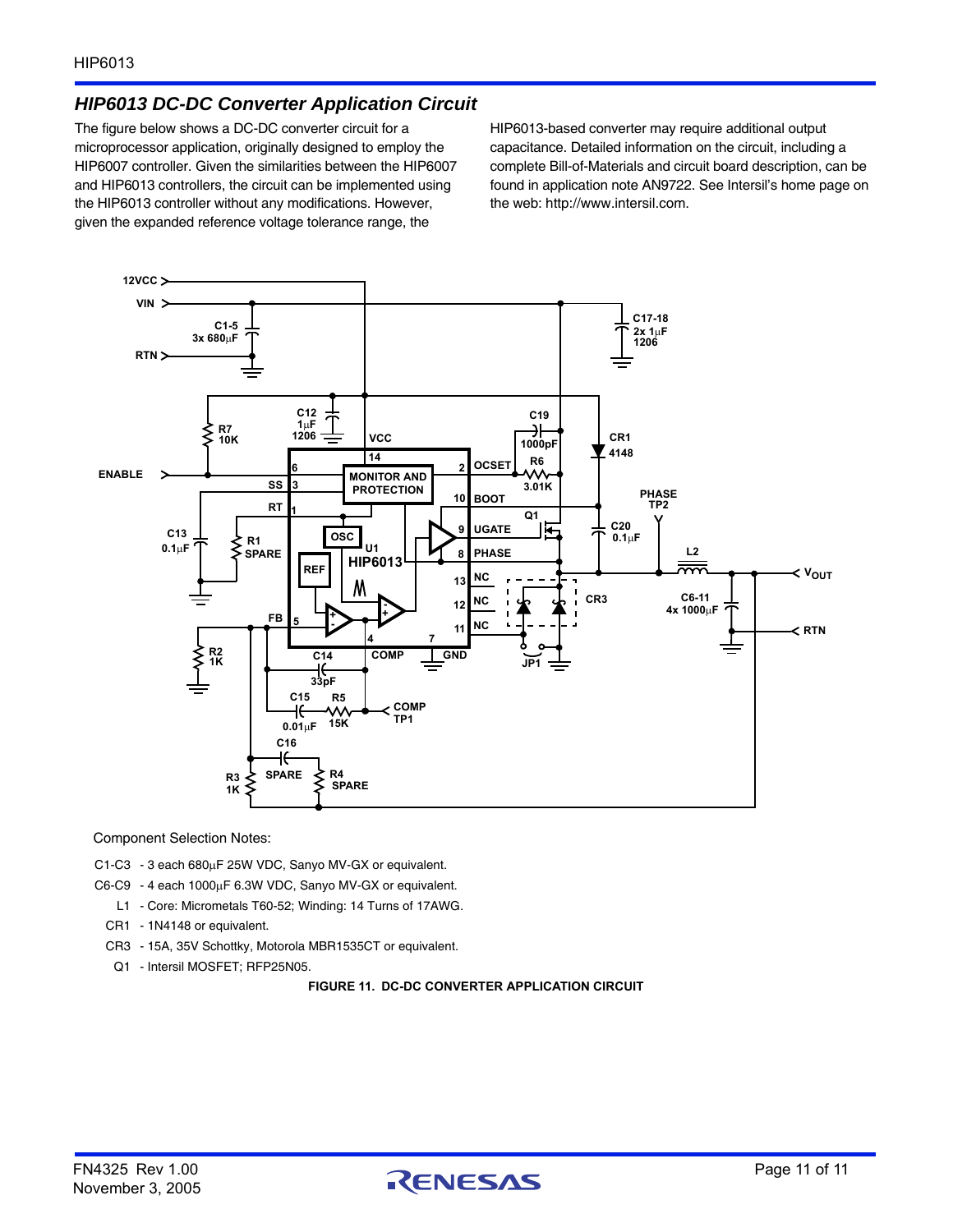## *HIP6013 DC-DC Converter Application Circuit*

The figure below shows a DC-DC converter circuit for a microprocessor application, originally designed to employ the HIP6007 controller. Given the similarities between the HIP6007 and HIP6013 controllers, the circuit can be implemented using the HIP6013 controller without any modifications. However, given the expanded reference voltage tolerance range, the HIP6013-based converter may require additional output capacitance. Detailed information on the circuit, including a complete Bill-of-Materials and circuit board description, can be found in application note AN9722. See Intersil's home page on the web: http://www.intersil.com.

Component Selection Notes:

C1-C3 - 3 each 680µF 25W VDC, Sanyo MV-GX or equivalent.

C6-C9 - 4 each 1000µF 6.3W VDC, Sanyo MV-GX or equivalent.

L1 - Core: Micrometals T60-52; Winding: 14 Turns of 17AWG.

CR1 - 1N4148 or equivalent.

CR3 - 15A, 35V Schottky, Motorola MBR1535CT or equivalent.

Q1 - Intersil MOSFET; RFP25N05.

**FIGURE 11. DC-DC CONVERTER APPLICATION CIRCUIT**